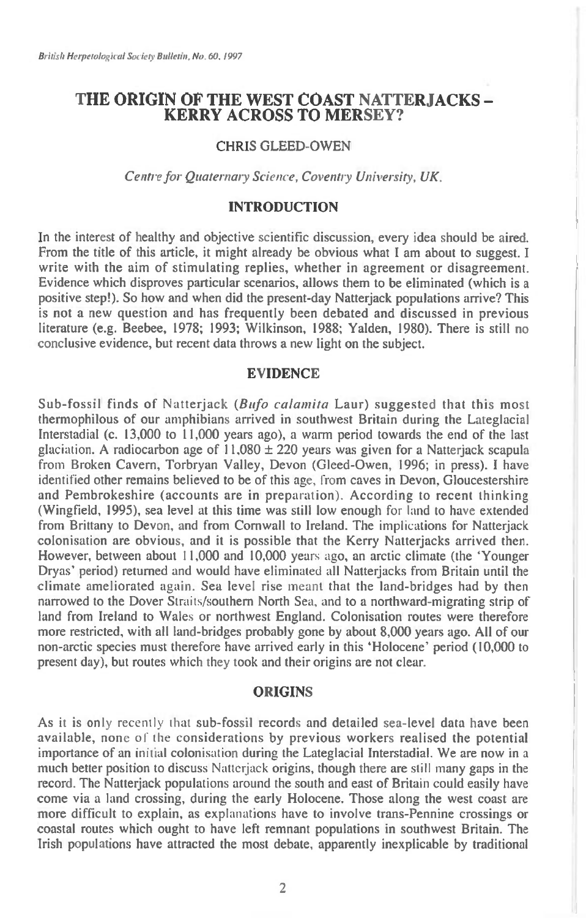# THE ORIGIN OF THE WEST COAST NATTERJACKS – KERRY ACROSS TO MERSEY?

CHRIS GLEED-OWEN

*Centre for Quaternary Science, Coventry University, UK.*

## INTRODUCTION

In the interest of healthy and objective scientific discussion, every idea should be aired. From the title of this article, it might already be obvious what I am about to suggest. I write with the aim of stimulating replies, whether in agreement or disagreement. Evidence which disproves particular scenarios, allows them to be eliminated (which is a positive step!). So how and when did the present-day Natterjack populations arrive? This is not a new question and has frequently been debated and discussed in previous literature (e.g. Beebee, 1978; 1993; Wilkinson, 1988; Yalden, 1980). There is still no conclusive evidence, but recent data throws a new light on the subject.

## EVIDENCE

Sub-fossil finds of Natterjack (*Bufo calamita* Laur) suggested that this most thermophilous of our amphibians arrived in southwest Britain during the Lateglacial Interstadial (c. 13,000 to 11,000 years ago), a warm period towards the end of the last glaciation. A radiocarbon age of 11,080 ± 220 years was given for a Natterjack scapula from Broken Cavern, Torbryan Valley, Devon (Gleed-Owen, 1996; in press). I have identified other remains believed to be of this age, from caves in Devon, Gloucestershire and Pembrokeshire (accounts are in preparation). According to recent thinking (Wingfield, 1995), sea level at this time was still low enough for land to have extended from Brittany to Devon, and from Cornwall to Ireland. The implications for Natterjack colonisation are obvious, and it is possible that the Kerry Natterjacks arrived then. However, between about 11,000 and 10,000 years ago, an arctic climate (the 'Younger Dryas' period) returned and would have eliminated all Natterjacks from Britain until the climate ameliorated again. Sea level rise meant that the land-bridges had by then narrowed to the Dover Straits/southern North Sea, and to a northward-migrating strip of land from Ireland to Wales or northwest England. Colonisation routes were therefore more restricted, with all land-bridges probably gone by about 8,000 years ago. All of our non-arctic species must therefore have arrived early in this 'Holocene' period (10,000 to present day), but routes which they took and their origins are not clear.

## ORIGINS

As it is only recently that sub-fossil records and detailed sea-level data have been available, none of the considerations by previous workers realised the potential importance of an initial colonisation during the Lateglacial Interstadial. We are now in a much better position to discuss Natterjack origins, though there are still many gaps in the record. The Natterjack populations around the south and east of Britain could easily have come via a land crossing, during the early Holocene. Those along the west coast are more difficult to explain, as explanations have to involve trans-Pennine crossings or coastal routes which ought to have left remnant populations in southwest Britain. The Irish populations have attracted the most debate, apparently inexplicable by traditional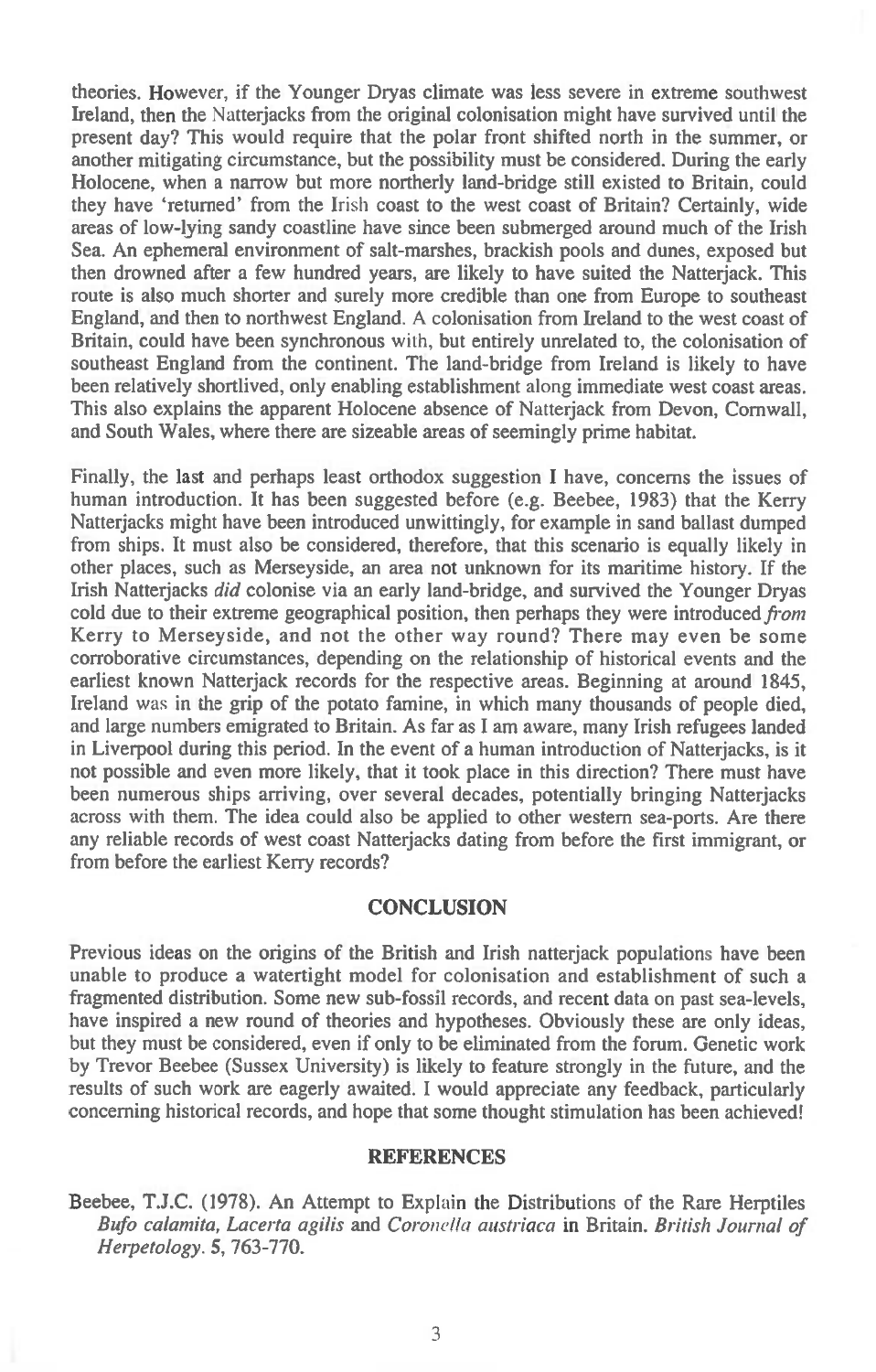theories. However, if the Younger Dryas climate was less severe in extreme southwest Ireland, then the Natterjacks from the original colonisation might have survived until the present day? This would require that the polar front shifted north in the summer, or another mitigating circumstance, but the possibility must be considered. During the early Holocene, when a narrow but more northerly land-bridge still existed to Britain, could they have 'returned' from the Irish coast to the west coast of Britain? Certainly, wide areas of low-lying sandy coastline have since been submerged around much of the Irish Sea. An ephemeral environment of salt-marshes, brackish pools and dunes, exposed but then drowned after a few hundred years, are likely to have suited the Natterjack. This route is also much shorter and surely more credible than one from Europe to southeast England, and then to northwest England. A colonisation from Ireland to the west coast of Britain, could have been synchronous with, but entirely unrelated to, the colonisation of southeast England from the continent. The land-bridge from Ireland is likely to have been relatively shortlived, only enabling establishment along immediate west coast areas. This also explains the apparent Holocene absence of Natterjack from Devon, Cornwall, and South Wales, where there are sizeable areas of seemingly prime habitat.

Finally, the last and perhaps least orthodox suggestion I have, concerns the issues of human introduction. It has been suggested before (e.g. Beebee, 1983) that the Kerry Natterjacks might have been introduced unwittingly, for example in sand ballast dumped from ships. It must also be considered, therefore, that this scenario is equally likely in other places, such as Merseyside, an area not unknown for its maritime history. If the Irish Natterjacks *did* colonise via an early land-bridge, and survived the Younger Dryas cold due to their extreme geographical position, then perhaps they were introduced *from* Kerry to Merseyside, and not the other way round? There may even be some corroborative circumstances, depending on the relationship of historical events and the earliest known Natterjack records for the respective areas. Beginning at around 1845, Ireland was in the grip of the potato famine, in which many thousands of people died, and large numbers emigrated to Britain. As far as I am aware, many Irish refugees landed in Liverpool during this period. In the event of a human introduction of Natterjacks, is it not possible and even more likely, that it took place in this direction? There must have been numerous ships arriving, over several decades, potentially bringing Natterjacks across with them. The idea could also be applied to other western sea-ports. Are there any reliable records of west coast Natterjacks dating from before the first immigrant, or from before the earliest Kerry records?

## CONCLUSION

Previous ideas on the origins of the British and Irish natterjack populations have been unable to produce a watertight model for colonisation and establishment of such a fragmented distribution. Some new sub-fossil records, and recent data on past sea-levels, have inspired a new round of theories and hypotheses. Obviously these are only ideas, but they must be considered, even if only to be eliminated from the forum. Genetic work by Trevor Beebee (Sussex University) is likely to feature strongly in the future, and the results of such work are eagerly awaited. I would appreciate any feedback, particularly concerning historical records, and hope that some thought stimulation has been achieved!

## REFERENCES

Beebee, T.J.C. (1978). An Attempt to Explain the Distributions of the Rare Herptiles *Bufo calamita, Lacerta agilis* and *Coronella austriaca* in Britain. *British Journal of Herpetology*. **5**, 763-770.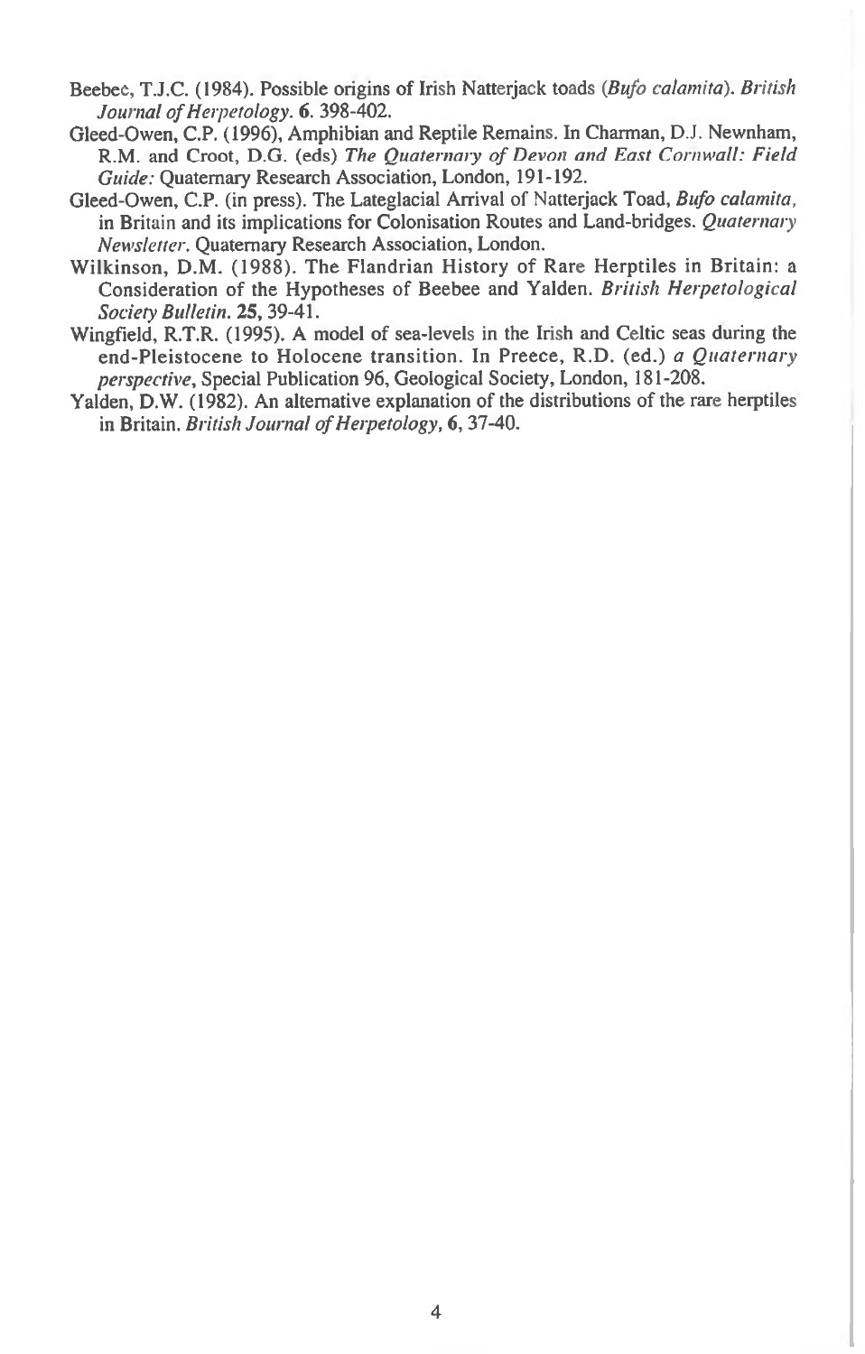Beebee, T.J.C. (1984). Possible origins of Irish Natterjack toads (*Bufo calamita*). *British Journal of Herpetology*. **6**. 398-402.

Gleed-Owen, C.P. (1996), Amphibian and Reptile Remains. In Charman, D.J. Newnham, R.M. and Croot, D.G. (eds) *The Quaternary of Devon and East Cornwall: Field Guide:* Quaternary Research Association, London, 191-192.

Gleed-Owen, C.P. (in press). The Lateglacial Arrival of Natterjack Toad, *Bufo calamita*, in Britain and its implications for Colonisation Routes and Land-bridges. *Quaternary Newsletter*. Quaternary Research Association, London.

Wilkinson, D.M. (1988). The Flandrian History of Rare Herptiles in Britain: a Consideration of the Hypotheses of Beebee and Yalden. *British Herpetological Society Bulletin*. **25**, 39-41.

Wingfield, R.T.R. (1995). A model of sea-levels in the Irish and Celtic seas during the end-Pleistocene to Holocene transition. In Preece, R.D. (ed.) *a Quaternary perspective*, Special Publication 96, Geological Society, London, 181-208.

Yalden, D.W. (1982). An alternative explanation of the distributions of the rare herptiles in Britain. *British Journal of Herpetology*, **6**, 37-40.